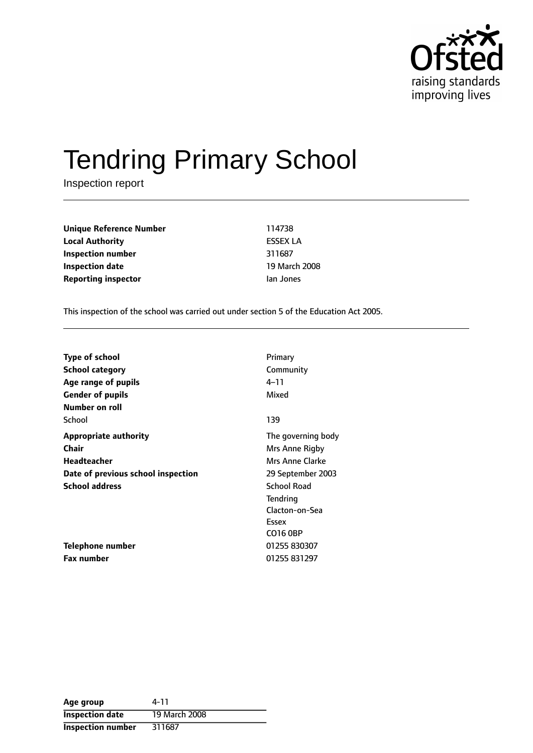# Tendring Primary School

Inspection report

| | |
|---|---|
| **Unique Reference Number** | 114738 |
| **Local Authority** | ESSEX LA |
| **Inspection number** | 311687 |
| **Inspection date** | 19 March 2008 |
| **Reporting inspector** | Ian Jones |

This inspection of the school was carried out under section 5 of the Education Act 2005.

| | |
|---|---|
| **Type of school** | Primary |
| **School category** | Community |
| **Age range of pupils** | 4–11 |
| **Gender of pupils** | Mixed |
| **Number on roll** | |
| School | 139 |
| **Appropriate authority** | The governing body |
| **Chair** | Mrs Anne Rigby |
| **Headteacher** | Mrs Anne Clarke |
| **Date of previous school inspection** | 29 September 2003 |
| **School address** | School Road<br>Tendring<br>Clacton-on-Sea<br>Essex<br>CO16 0BP |
| **Telephone number** | 01255 830307 |
| **Fax number** | 01255 831297 |

| | |
|---|---|
| **Age group** | 4-11 |
| **Inspection date** | 19 March 2008 |
| **Inspection number** | 311687 |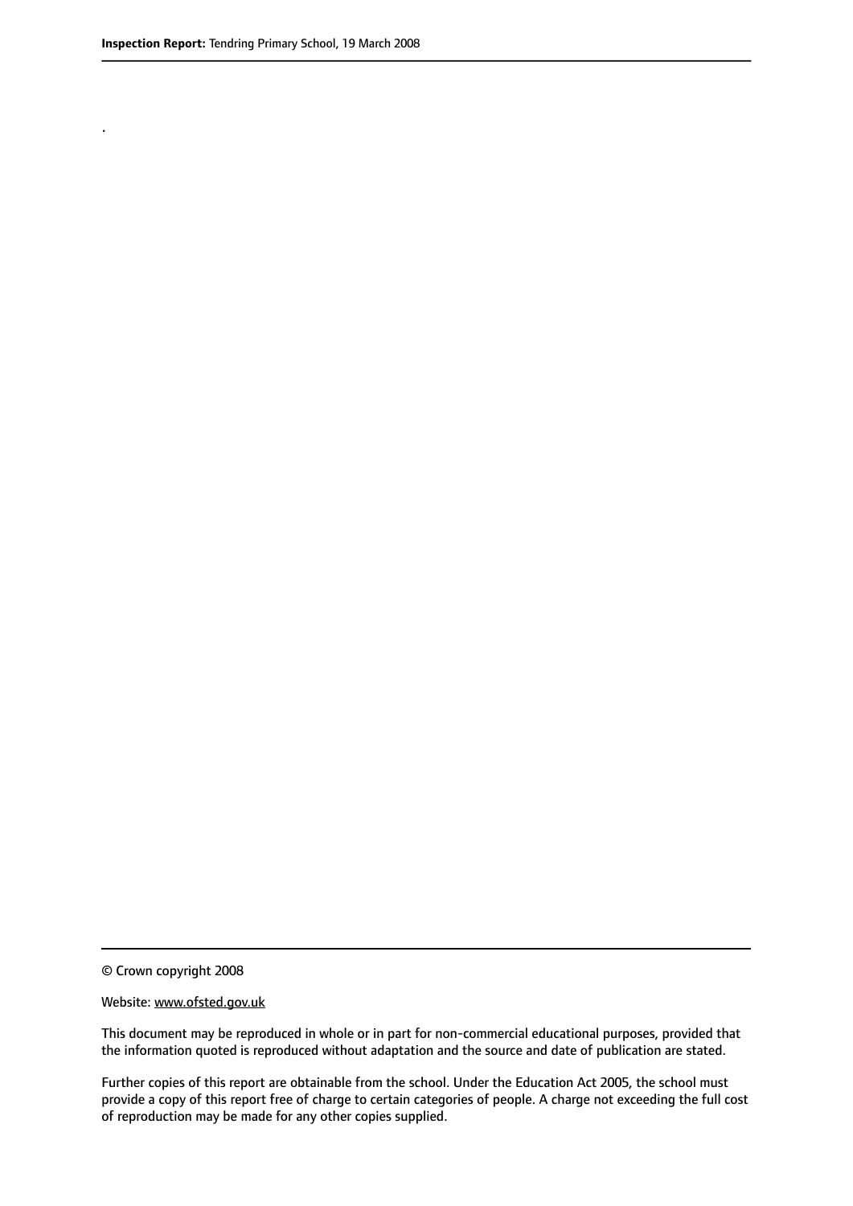.

© Crown copyright 2008

Website: www.ofsted.gov.uk

This document may be reproduced in whole or in part for non-commercial educational purposes, provided that the information quoted is reproduced without adaptation and the source and date of publication are stated.

Further copies of this report are obtainable from the school. Under the Education Act 2005, the school must provide a copy of this report free of charge to certain categories of people. A charge not exceeding the full cost of reproduction may be made for any other copies supplied.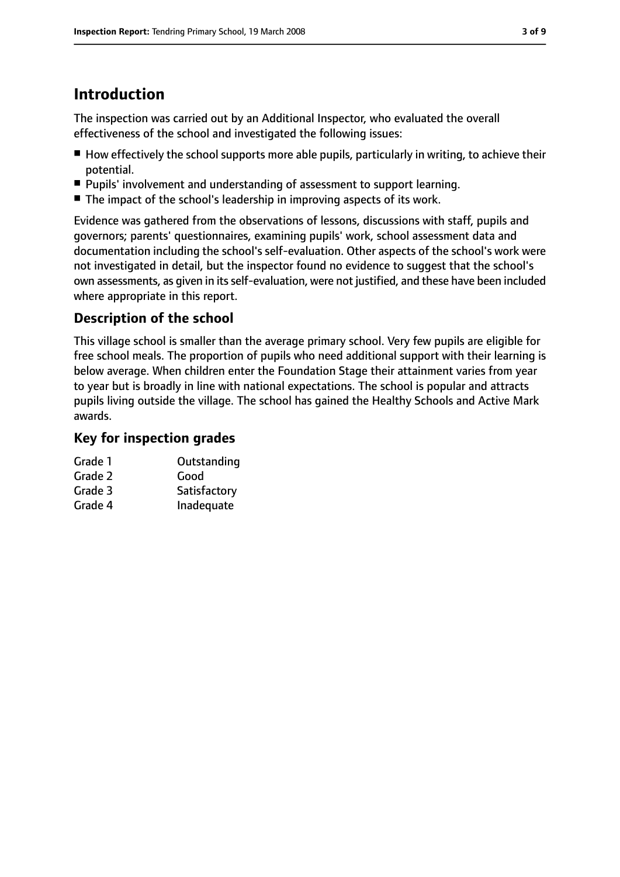# Introduction

The inspection was carried out by an Additional Inspector, who evaluated the overall effectiveness of the school and investigated the following issues:

- How effectively the school supports more able pupils, particularly in writing, to achieve their potential.
- Pupils' involvement and understanding of assessment to support learning.
- The impact of the school's leadership in improving aspects of its work.

Evidence was gathered from the observations of lessons, discussions with staff, pupils and governors; parents' questionnaires, examining pupils' work, school assessment data and documentation including the school's self-evaluation. Other aspects of the school's work were not investigated in detail, but the inspector found no evidence to suggest that the school's own assessments, as given in its self-evaluation, were not justified, and these have been included where appropriate in this report.

## Description of the school

This village school is smaller than the average primary school. Very few pupils are eligible for free school meals. The proportion of pupils who need additional support with their learning is below average. When children enter the Foundation Stage their attainment varies from year to year but is broadly in line with national expectations. The school is popular and attracts pupils living outside the village. The school has gained the Healthy Schools and Active Mark awards.

## Key for inspection grades

| | |
|---|---|
| Grade 1 | Outstanding |
| Grade 2 | Good |
| Grade 3 | Satisfactory |
| Grade 4 | Inadequate |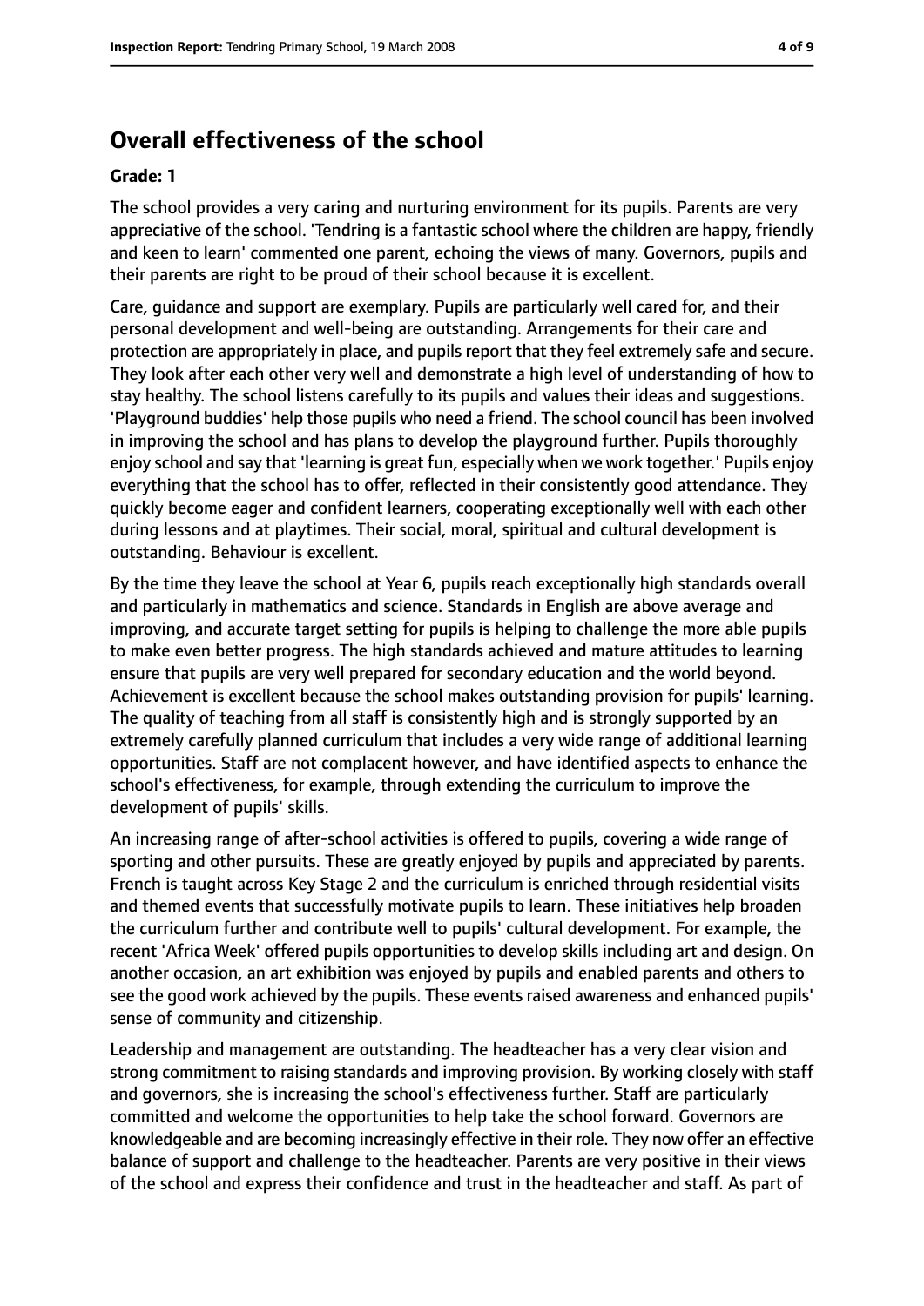## Overall effectiveness of the school

**Grade: 1**

The school provides a very caring and nurturing environment for its pupils. Parents are very appreciative of the school. 'Tendring is a fantastic school where the children are happy, friendly and keen to learn' commented one parent, echoing the views of many. Governors, pupils and their parents are right to be proud of their school because it is excellent.

Care, guidance and support are exemplary. Pupils are particularly well cared for, and their personal development and well-being are outstanding. Arrangements for their care and protection are appropriately in place, and pupils report that they feel extremely safe and secure. They look after each other very well and demonstrate a high level of understanding of how to stay healthy. The school listens carefully to its pupils and values their ideas and suggestions. 'Playground buddies' help those pupils who need a friend. The school council has been involved in improving the school and has plans to develop the playground further. Pupils thoroughly enjoy school and say that 'learning is great fun, especially when we work together.' Pupils enjoy everything that the school has to offer, reflected in their consistently good attendance. They quickly become eager and confident learners, cooperating exceptionally well with each other during lessons and at playtimes. Their social, moral, spiritual and cultural development is outstanding. Behaviour is excellent.

By the time they leave the school at Year 6, pupils reach exceptionally high standards overall and particularly in mathematics and science. Standards in English are above average and improving, and accurate target setting for pupils is helping to challenge the more able pupils to make even better progress. The high standards achieved and mature attitudes to learning ensure that pupils are very well prepared for secondary education and the world beyond. Achievement is excellent because the school makes outstanding provision for pupils' learning. The quality of teaching from all staff is consistently high and is strongly supported by an extremely carefully planned curriculum that includes a very wide range of additional learning opportunities. Staff are not complacent however, and have identified aspects to enhance the school's effectiveness, for example, through extending the curriculum to improve the development of pupils' skills.

An increasing range of after-school activities is offered to pupils, covering a wide range of sporting and other pursuits. These are greatly enjoyed by pupils and appreciated by parents. French is taught across Key Stage 2 and the curriculum is enriched through residential visits and themed events that successfully motivate pupils to learn. These initiatives help broaden the curriculum further and contribute well to pupils' cultural development. For example, the recent 'Africa Week' offered pupils opportunities to develop skills including art and design. On another occasion, an art exhibition was enjoyed by pupils and enabled parents and others to see the good work achieved by the pupils. These events raised awareness and enhanced pupils' sense of community and citizenship.

Leadership and management are outstanding. The headteacher has a very clear vision and strong commitment to raising standards and improving provision. By working closely with staff and governors, she is increasing the school's effectiveness further. Staff are particularly committed and welcome the opportunities to help take the school forward. Governors are knowledgeable and are becoming increasingly effective in their role. They now offer an effective balance of support and challenge to the headteacher. Parents are very positive in their views of the school and express their confidence and trust in the headteacher and staff. As part of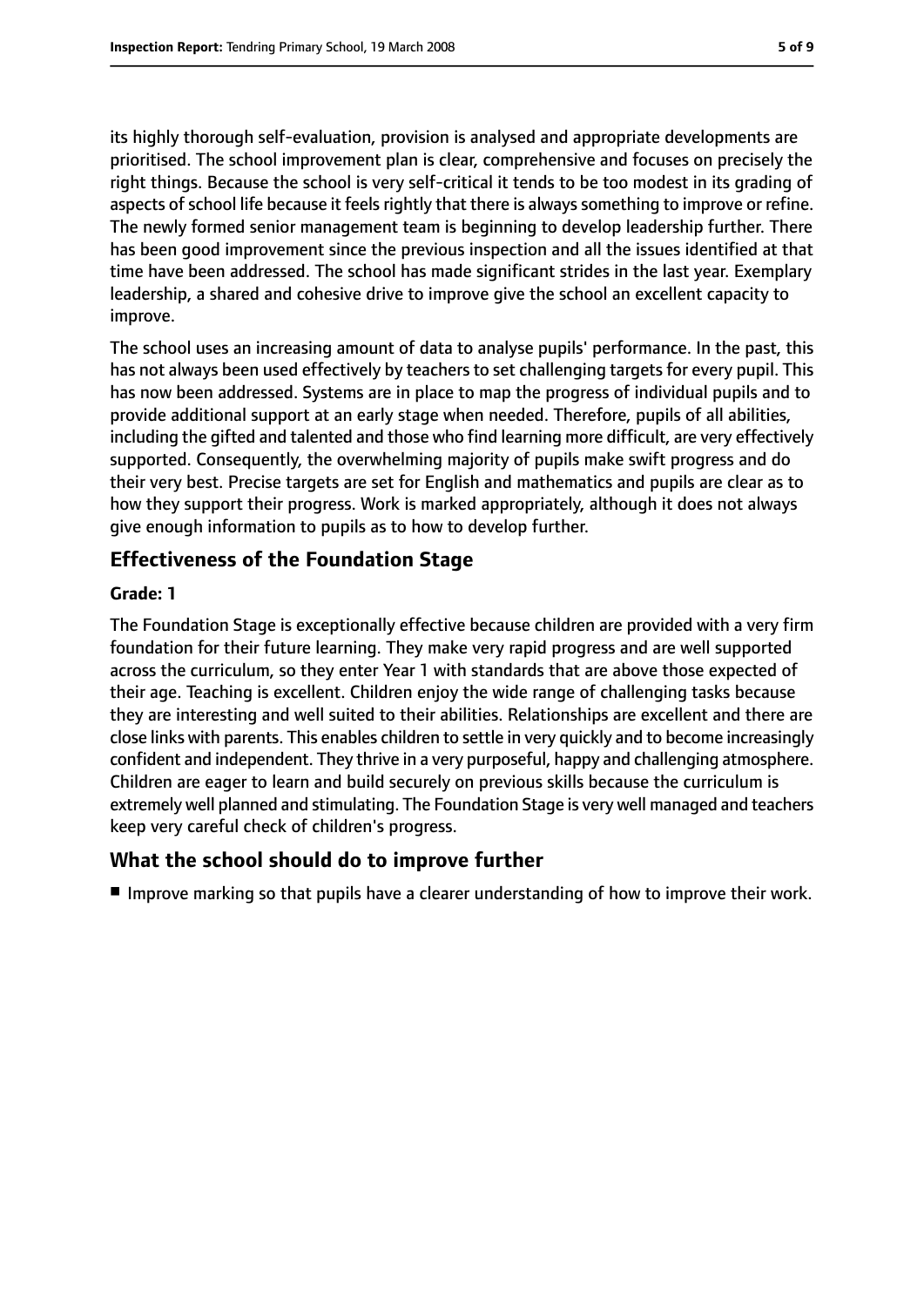its highly thorough self-evaluation, provision is analysed and appropriate developments are prioritised. The school improvement plan is clear, comprehensive and focuses on precisely the right things. Because the school is very self-critical it tends to be too modest in its grading of aspects of school life because it feels rightly that there is always something to improve or refine. The newly formed senior management team is beginning to develop leadership further. There has been good improvement since the previous inspection and all the issues identified at that time have been addressed. The school has made significant strides in the last year. Exemplary leadership, a shared and cohesive drive to improve give the school an excellent capacity to improve.

The school uses an increasing amount of data to analyse pupils' performance. In the past, this has not always been used effectively by teachers to set challenging targets for every pupil. This has now been addressed. Systems are in place to map the progress of individual pupils and to provide additional support at an early stage when needed. Therefore, pupils of all abilities, including the gifted and talented and those who find learning more difficult, are very effectively supported. Consequently, the overwhelming majority of pupils make swift progress and do their very best. Precise targets are set for English and mathematics and pupils are clear as to how they support their progress. Work is marked appropriately, although it does not always give enough information to pupils as to how to develop further.

## Effectiveness of the Foundation Stage

**Grade: 1**

The Foundation Stage is exceptionally effective because children are provided with a very firm foundation for their future learning. They make very rapid progress and are well supported across the curriculum, so they enter Year 1 with standards that are above those expected of their age. Teaching is excellent. Children enjoy the wide range of challenging tasks because they are interesting and well suited to their abilities. Relationships are excellent and there are close links with parents. This enables children to settle in very quickly and to become increasingly confident and independent. They thrive in a very purposeful, happy and challenging atmosphere. Children are eager to learn and build securely on previous skills because the curriculum is extremely well planned and stimulating. The Foundation Stage is very well managed and teachers keep very careful check of children's progress.

## What the school should do to improve further

- Improve marking so that pupils have a clearer understanding of how to improve their work.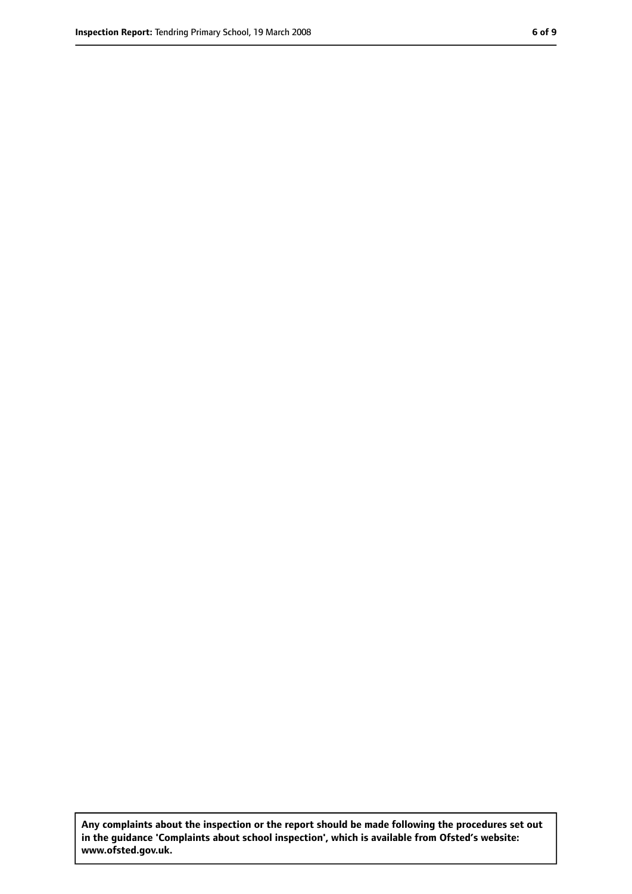**Any complaints about the inspection or the report should be made following the procedures set out in the guidance 'Complaints about school inspection', which is available from Ofsted's website: www.ofsted.gov.uk.**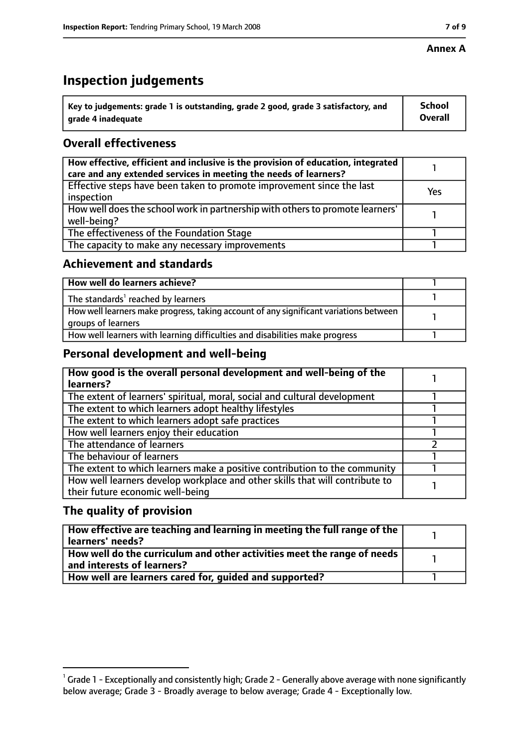**Annex A**

# Inspection judgements

| Key to judgements: grade 1 is outstanding, grade 2 good, grade 3 satisfactory, and grade 4 inadequate | School Overall |
|---|---|

## Overall effectiveness

| | |
|---|---|
| How effective, efficient and inclusive is the provision of education, integrated care and any extended services in meeting the needs of learners? | 1 |
| Effective steps have been taken to promote improvement since the last inspection | Yes |
| How well does the school work in partnership with others to promote learners' well-being? | 1 |
| The effectiveness of the Foundation Stage | 1 |
| The capacity to make any necessary improvements | 1 |

## Achievement and standards

| | |
|---|---|
| How well do learners achieve? | 1 |
| The standards[1] reached by learners | 1 |
| How well learners make progress, taking account of any significant variations between groups of learners | 1 |
| How well learners with learning difficulties and disabilities make progress | 1 |

## Personal development and well-being

| | |
|---|---|
| How good is the overall personal development and well-being of the learners? | 1 |
| The extent of learners' spiritual, moral, social and cultural development | 1 |
| The extent to which learners adopt healthy lifestyles | 1 |
| The extent to which learners adopt safe practices | 1 |
| How well learners enjoy their education | 1 |
| The attendance of learners | 2 |
| The behaviour of learners | 1 |
| The extent to which learners make a positive contribution to the community | 1 |
| How well learners develop workplace and other skills that will contribute to their future economic well-being | 1 |

## The quality of provision

| | |
|---|---|
| How effective are teaching and learning in meeting the full range of the learners' needs? | 1 |
| How well do the curriculum and other activities meet the range of needs and interests of learners? | 1 |
| How well are learners cared for, guided and supported? | 1 |

[1] Grade 1 - Exceptionally and consistently high; Grade 2 - Generally above average with none significantly below average; Grade 3 - Broadly average to below average; Grade 4 - Exceptionally low.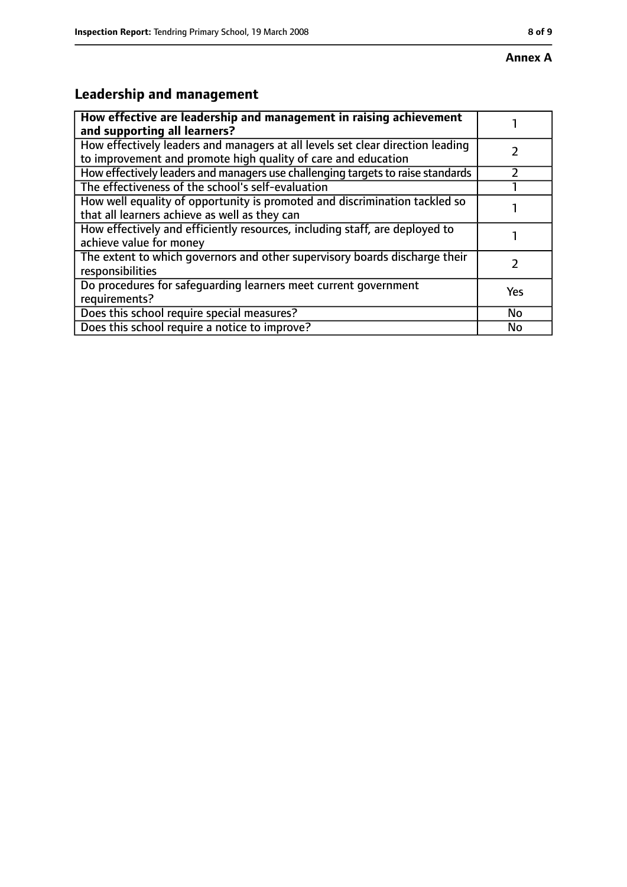**Annex A**

## Leadership and management

| **How effective are leadership and management in raising achievement and supporting all learners?** | 1 |
|---|---|
| How effectively leaders and managers at all levels set clear direction leading to improvement and promote high quality of care and education | 2 |
| How effectively leaders and managers use challenging targets to raise standards | 2 |
| The effectiveness of the school's self-evaluation | 1 |
| How well equality of opportunity is promoted and discrimination tackled so that all learners achieve as well as they can | 1 |
| How effectively and efficiently resources, including staff, are deployed to achieve value for money | 1 |
| The extent to which governors and other supervisory boards discharge their responsibilities | 2 |
| Do procedures for safeguarding learners meet current government requirements? | Yes |
| Does this school require special measures? | No |
| Does this school require a notice to improve? | No |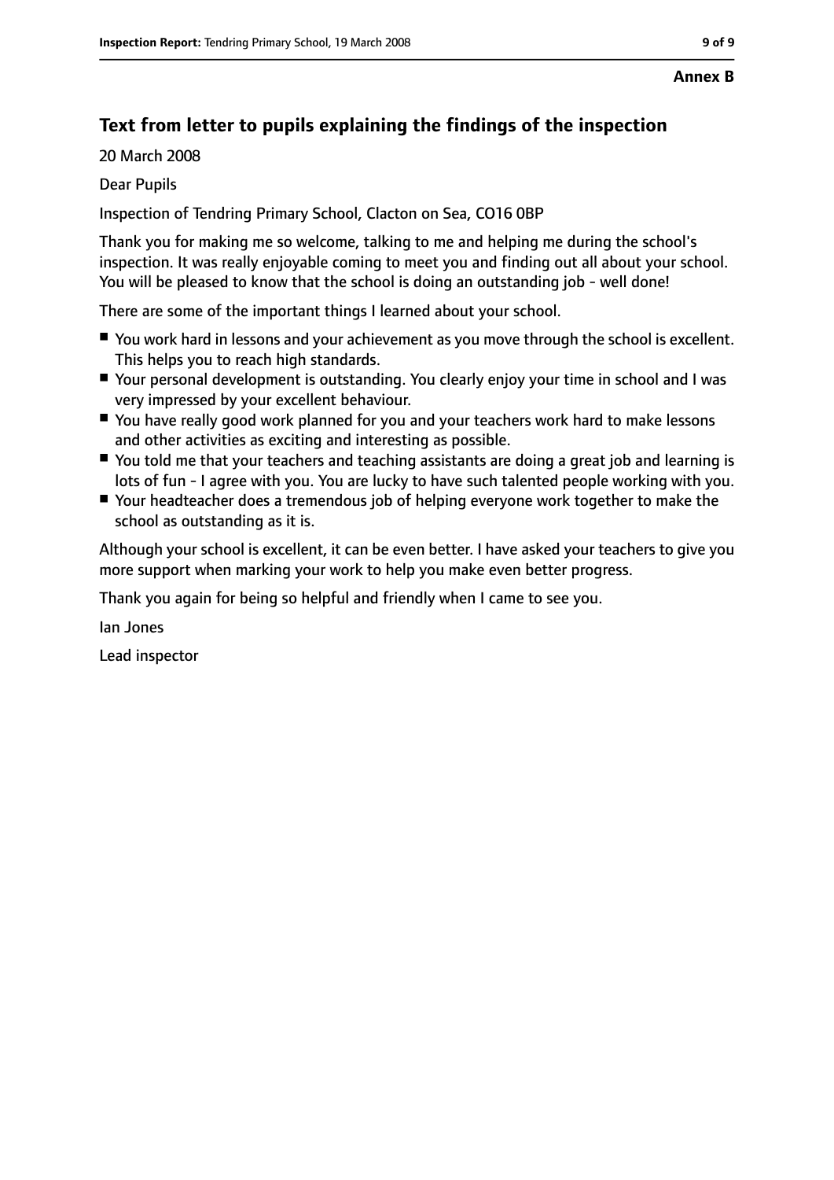**Annex B**

## Text from letter to pupils explaining the findings of the inspection

20 March 2008

Dear Pupils

Inspection of Tendring Primary School, Clacton on Sea, CO16 0BP

Thank you for making me so welcome, talking to me and helping me during the school's inspection. It was really enjoyable coming to meet you and finding out all about your school. You will be pleased to know that the school is doing an outstanding job - well done!

There are some of the important things I learned about your school.

- You work hard in lessons and your achievement as you move through the school is excellent. This helps you to reach high standards.
- Your personal development is outstanding. You clearly enjoy your time in school and I was very impressed by your excellent behaviour.
- You have really good work planned for you and your teachers work hard to make lessons and other activities as exciting and interesting as possible.
- You told me that your teachers and teaching assistants are doing a great job and learning is lots of fun - I agree with you. You are lucky to have such talented people working with you.
- Your headteacher does a tremendous job of helping everyone work together to make the school as outstanding as it is.

Although your school is excellent, it can be even better. I have asked your teachers to give you more support when marking your work to help you make even better progress.

Thank you again for being so helpful and friendly when I came to see you.

Ian Jones

Lead inspector